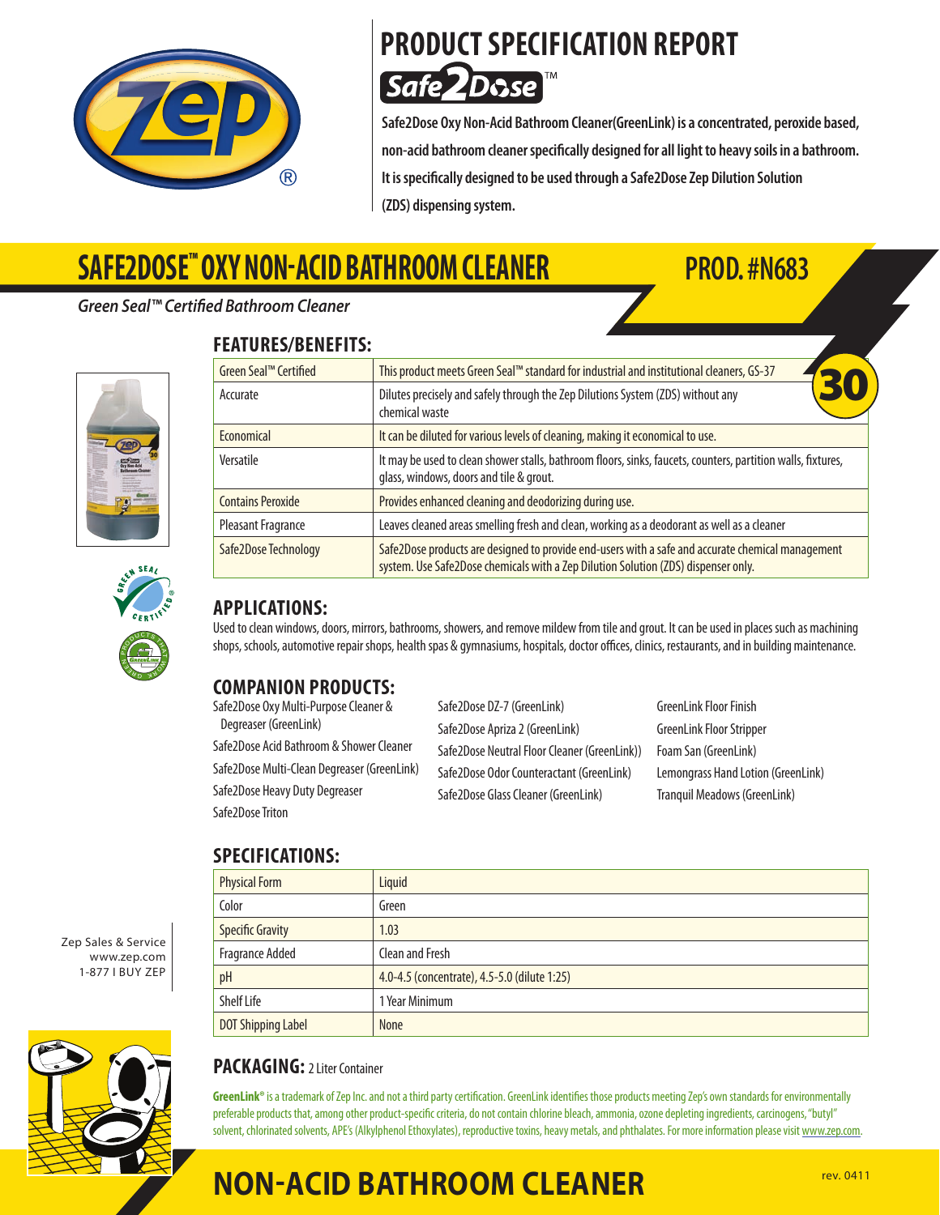# PRODUCT SPECIFICATION REPORT

Safe2Dose™

**Safe2Dose Oxy Non-Acid Bathroom Cleaner(GreenLink) is a concentrated, peroxide based, non-acid bathroom cleaner specifically designed for all light to heavy soils in a bathroom. It is specifically designed to be used through a Safe2Dose Zep Dilution Solution (ZDS) dispensing system.**

# SAFE2DOSE™ OXY NON-ACID BATHROOM CLEANER

## PROD. #N683

*Green Seal™ Certified Bathroom Cleaner*

## FEATURES/BENEFITS:

| Green Seal™ Certified | This product meets Green Seal™ standard for industrial and institutional cleaners, GS-37 |
|---|---|
| Accurate | Dilutes precisely and safely through the Zep Dilutions System (ZDS) without any chemical waste |
| Economical | It can be diluted for various levels of cleaning, making it economical to use. |
| Versatile | It may be used to clean shower stalls, bathroom floors, sinks, faucets, counters, partition walls, fixtures, glass, windows, doors and tile & grout. |
| Contains Peroxide | Provides enhanced cleaning and deodorizing during use. |
| Pleasant Fragrance | Leaves cleaned areas smelling fresh and clean, working as a deodorant as well as a cleaner |
| Safe2Dose Technology | Safe2Dose products are designed to provide end-users with a safe and accurate chemical management system. Use Safe2Dose chemicals with a Zep Dilution Solution (ZDS) dispenser only. |

## APPLICATIONS:

Used to clean windows, doors, mirrors, bathrooms, showers, and remove mildew from tile and grout. It can be used in places such as machining shops, schools, automotive repair shops, health spas & gymnasiums, hospitals, doctor offices, clinics, restaurants, and in building maintenance.

## COMPANION PRODUCTS:

- Safe2Dose Oxy Multi-Purpose Cleaner & Degreaser (GreenLink)
- Safe2Dose Acid Bathroom & Shower Cleaner
- Safe2Dose Multi-Clean Degreaser (GreenLink)
- Safe2Dose Heavy Duty Degreaser
- Safe2Dose Triton
- Safe2Dose DZ-7 (GreenLink)
- Safe2Dose Apriza 2 (GreenLink)
- Safe2Dose Neutral Floor Cleaner (GreenLink))
- Safe2Dose Odor Counteractant (GreenLink)
- Safe2Dose Glass Cleaner (GreenLink)
- GreenLink Floor Finish
- GreenLink Floor Stripper
- Foam San (GreenLink)
- Lemongrass Hand Lotion (GreenLink)
- Tranquil Meadows (GreenLink)

## SPECIFICATIONS:

| Physical Form | Liquid |
|---|---|
| Color | Green |
| Specific Gravity | 1.03 |
| Fragrance Added | Clean and Fresh |
| pH | 4.0-4.5 (concentrate), 4.5-5.0 (dilute 1:25) |
| Shelf Life | 1 Year Minimum |
| DOT Shipping Label | None |

## PACKAGING: 2 Liter Container

**GreenLink®** is a trademark of Zep Inc. and not a third party certification. GreenLink identifies those products meeting Zep's own standards for environmentally preferable products that, among other product-specific criteria, do not contain chlorine bleach, ammonia, ozone depleting ingredients, carcinogens, "butyl" solvent, chlorinated solvents, APE's (Alkylphenol Ethoxylates), reproductive toxins, heavy metals, and phthalates. For more information please visit www.zep.com.

Zep Sales & Service
www.zep.com
1-877 I BUY ZEP

# NON-ACID BATHROOM CLEANER

rev. 0411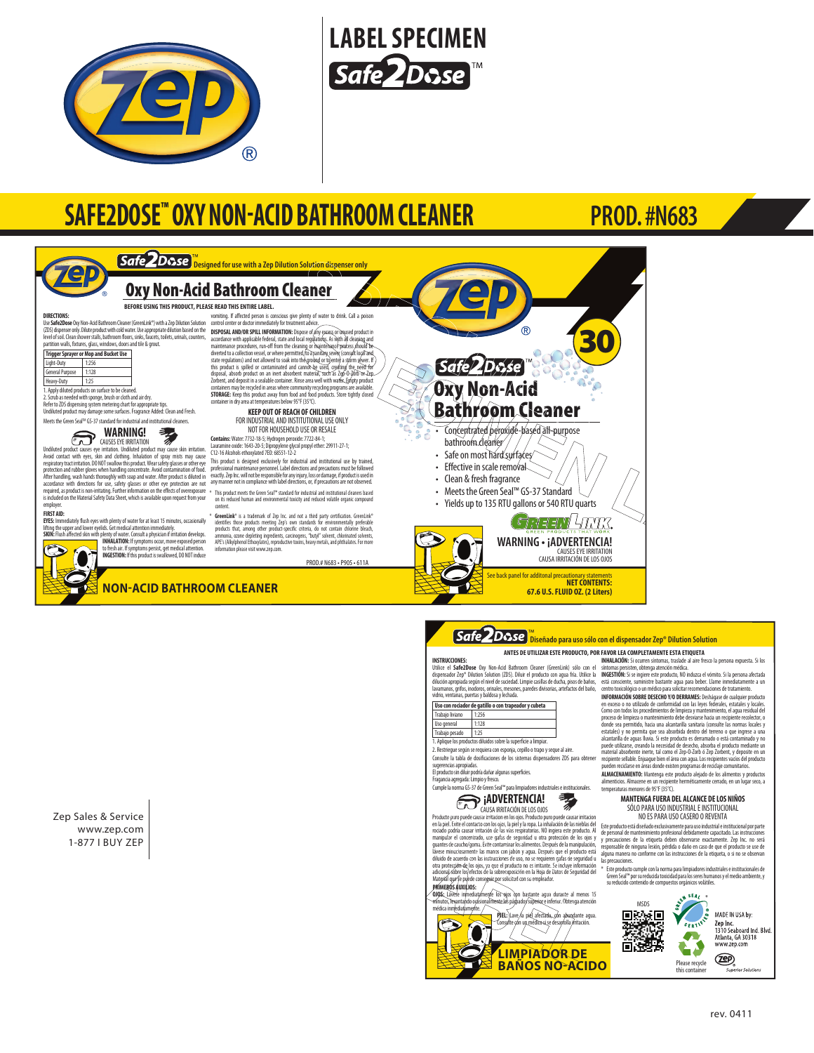# LABEL SPECIMEN

Safe2Dose™

# SAFE2DOSE™ OXY NON-ACID BATHROOM CLEANER

# PROD. #N683

Safe2Dose™ Designed for use with a Zep Dilution Solution dispenser only

## Oxy Non-Acid Bathroom Cleaner

**BEFORE USING THIS PRODUCT, PLEASE READ THIS ENTIRE LABEL.**

**DIRECTIONS:**

Use **Safe2Dose** Oxy Non-Acid Bathroom Cleaner (GreenLink®) with a Zep Dilution Solution (ZDS) dispenser only. Dilute product with cold water. Use appropriate dilution based on the level of soil. Clean shower stalls, bathroom floors, sinks, faucets, toilets, urinals, counters, partition walls, fixtures, glass, windows, doors and tile & grout.

| Trigger Sprayer or Mop and Bucket Use | |
|---|---|
| Light-Duty | 1:256 |
| General Purpose | 1:128 |
| Heavy-Duty | 1:25 |

1. Apply diluted products on surface to be cleaned.
2. Scrub as needed with sponge, brush or cloth and air dry.

Refer to ZDS dispensing system metering chart for appropriate tips.
Undiluted product may damage some surfaces. Fragrance Added: Clean and Fresh.
Meets the Green Seal™ GS-37 standard for industrial and institutional cleaners.

**WARNING!**
CAUSES EYE IRRITATION

Undiluted product causes eye irritation. Undiluted product may cause skin irritation. Avoid contact with eyes, skin and clothing. Inhalation of spray mists may cause respiratory tract irritation. DO NOT swallow this product. Wear safety glasses or other eye protection and rubber gloves when handling concentrate. Avoid contamination of food. After handling, wash hands thoroughly with soap and water. After product is diluted in accordance with directions for use, safety glasses or other eye protection are not required, as product is non-irritating. Further information on the effects of overexposure is included on the Material Safety Data Sheet, which is available upon request from your employer.

**FIRST AID:**
**EYES:** Immediately flush eyes with plenty of water for at least 15 minutes, occasionally lifting the upper and lower eyelids. Get medical attention immediately.
**SKIN:** Flush affected skin with plenty of water. Consult a physician if irritation develops.
**INHALATION:** If symptoms occur, move exposed person to fresh air. If symptoms persist, get medical attention.
**INGESTION:** If this product is swallowed, DO NOT induce vomiting. If affected person is conscious give plenty of water to drink. Call a poison control center or doctor immediately for treatment advice.

**DISPOSAL AND/OR SPILL INFORMATION:** Dispose of any excess or unused product in accordance with applicable federal, state and local regulations. As with all cleaning and maintenance procedures, run-off from the cleaning or maintenance process should be diverted to a collection vessel, or where permitted, to a sanitary sewer (consult local and state regulations) and not allowed to soak into the ground or to enter a storm sewer. If this product is spilled or contaminated and cannot be used, creating the need for disposal, absorb product on an inert absorbent material, such as Zep-O-Zorb or Zep Zorbent, and deposit in a sealable container. Rinse area well with water. Empty product containers may be recycled in areas where community recycling programs are available.
**STORAGE:** Keep this product away from food and food products. Store tightly closed container in dry area at temperatures below 95°F (35°C).

**KEEP OUT OF REACH OF CHILDREN**
FOR INDUSTRIAL AND INSTITUTIONAL USE ONLY
NOT FOR HOUSEHOLD USE OR RESALE

**Contains:** Water: 7732-18-5; Hydrogen peroxide: 7722-84-1; Lauramine oxide: 1643-20-5; Dipropylene glycol propyl ether: 29911-27-1; C12-16 Alcohols ethoxylated 7EO: 68551-12-2

This product is designed exclusively for industrial and institutional use by trained, professional maintenance personnel. Label directions and precautions must be followed exactly. Zep Inc. will not be responsible for any injury, loss or damage, if product is used in any manner not in compliance with label directions, or, if precautions are not observed.

* This product meets the Green Seal™ standard for industrial and institutional cleaners based on its reduced human and environmental toxicity and reduced volatile organic compound content.

® **GreenLink®** is a trademark of Zep Inc. and not a third party certification. GreenLink® identifies those products meeting Zep's own standards for environmentally preferable products that, among other product-specific criteria, do not contain chlorine bleach, ammonia, ozone depleting ingredients, carcinogens, "butyl" solvent, chlorinated solvents, APE's (Alkylphenol Ethoxylates), reproductive toxins, heavy metals, and phthalates. For more information please visit www.zep.com.

PROD.# N683 • P905 • 611A

**NON-ACID BATHROOM CLEANER**

30

Safe2Dose™

## Oxy Non-Acid Bathroom Cleaner

- Concentrated peroxide-based all-purpose bathroom cleaner
- Safe on most hard surfaces
- Effective in scale removal
- Clean & fresh fragrance
- Meets the Green Seal™ GS-37 Standard
- Yields up to 135 RTU gallons or 540 RTU quarts

GREEN LINK — GREEN PRODUCTS THAT WORK

**WARNING • ¡ADVERTENCIA!**
CAUSES EYE IRRITATION
CAUSA IRRITACIÓN DE LOS OJOS

See back panel for additonal precautionary statements
**NET CONTENTS:**
**67.6 U.S. FLUID OZ. (2 Liters)**

---

Safe2Dose™ **Diseñado para uso sólo con el dispensador Zep® Dilution Solution**

**ANTES DE UTILIZAR ESTE PRODUCTO, POR FAVOR LEA COMPLETAMENTE ESTA ETIQUETA**

**INSTRUCCIONES:**
Utilice el **Safe2Dose** Oxy Non-Acid Bathroom Cleaner (GreenLink) sólo con el dispensador Zep® Dilution Solution (ZDS). Diluir el producto con agua fría. Utilice la dilución apropiada según el nivel de suciedad. Limpie casillas de ducha, pisos de baños, lavamanos, grifos, inodoros, orinales, mesones, paredes divisorias, artefactos del baño, vidrio, ventanas, puertas y baldosa y lechada.

| Uso con rociador de gatillo o con trapeador y cubeta | |
|---|---|
| Trabajo liviano | 1:256 |
| Uso general | 1:128 |
| Trabajo pesado | 1:25 |

1. Aplique los productos diluidos sobre la superficie a limpiar.
2. Restriegue según se requiera con esponja, cepillo o trapo y seque al aire.

Consulte la tabla de dosificaciones de los sistemas dispensadores ZDS para obtener sugerencias apropiadas.
El producto sin diluir podría dañar algunas superficies.
Fragancia agregada: Limpio y fresco.
Cumple la norma GS-37 de Green Seal™ para limpiadores industriales e institucionales.

**¡ADVERTENCIA!**
CAUSA IRRITACIÓN DE LOS OJOS

Producto puro puede causar irritación en los ojos. Producto puro puede causar irritación en la piel. Evite el contacto con los ojos, la piel y la ropa. La inhalación de las nieblas del rociado podría causar irritación de las vías respiratorias. NO ingiera este producto. Al manipular el concentrado, use gafas de seguridad u otra protección de los ojos y guantes de caucho/goma. Evite contaminar los alimentos. Después de la manipulación, lávese minuciosamente las manos con jabón y agua. Después que el producto está diluido de acuerdo con las instrucciones de uso, no se requieren gafas de seguridad u otra protección de los ojos, ya que el producto no es irritante. Se incluye información adicional sobre los efectos de la sobreexposición en la Hoja de Datos de Seguridad del Material que se puede conseguir por solicitud con su empleador.

**PRIMEROS AUXILIOS:**
**OJOS:** Lávese inmediatamente los ojos con bastante agua durante al menos 15 minutos, levantando ocasionalmente los párpados superior e inferior. Obtenga atención médica inmediatamente.
**PIEL:** Lave la piel afectada con abundante agua. Consulte con un médico si se desarrolla irritación.
**INHALACIÓN:** Si ocurren síntomas, traslade al aire fresco la persona expuesta. Si los síntomas persisten, obtenga atención médica.
**INGESTIÓN:** Si se ingiere este producto, NO induzca el vómito. Si la persona afectada está consciente, suministre bastante agua para beber. Llame inmediatamente a un centro toxicológico o un médico para solicitar recomendaciones de tratamiento.

**INFORMACIÓN SOBRE DESECHO Y/O DERRAMES:** Deshágase de cualquier producto en exceso o no utilizado de conformidad con las leyes federales, estatales y locales. Como con todos los procedimientos de limpieza y mantenimiento, el agua residual del proceso de limpieza o mantenimiento debe desviarse hacia un recipiente recolector, o donde sea permitido, hacia una alcantarilla sanitaria (consulte las normas locales y estatales) y no permita que sea absorbida dentro del terreno o que ingrese a una alcantarilla de aguas lluvia. Si este producto es derramado o está contaminado y no puede utilizarse, creando la necesidad de desecho, absorba el producto mediante un material absorbente inerte, tal como el Zep-O-Zorb o Zep Zorbent, y deposite en un recipiente sellable. Enjuague bien el área con agua. Los recipientes vacíos del producto pueden reciclarse en áreas donde existen programas de reciclaje comunitarios.
**ALMACENAMIENTO:** Mantenga este producto alejado de los alimentos y productos alimenticios. Almacene en un recipiente herméticamente cerrado, en un lugar seco, a temperaturas menores de 95°F (35°C).

**MANTENGA FUERA DEL ALCANCE DE LOS NIÑOS**
SÓLO PARA USO INDUSTRIAL E INSTITUCIONAL
NO ES PARA USO CASERO O REVENTA

Este producto está diseñado exclusivamente para uso industrial e institucional por parte de personal de mantenimiento profesional debidamente capacitado. Las instrucciones y precauciones de la etiqueta deben observarse exactamente. Zep Inc. no será responsable de ninguna lesión, pérdida o daño en caso de que el producto se use de alguna manera no conforme con las instrucciones de la etiqueta, o si no se observan las precauciones.

* Este producto cumple con la norma para limpiadores industriales e institucionales de Green Seal™ por su reducida toxicidad para los seres humanos y el medio ambiente, y su reducido contenido de compuestos orgánicos volátiles.

**LIMPIADOR DE BAÑOS NO-ÁCIDO**

MSDS

MADE IN USA by:
Zep Inc.
1310 Seaboard Ind. Blvd.
Atlanta, GA 30318
www.zep.com

Please recycle this container

Superior Solutions

Zep Sales & Service
www.zep.com
1-877 I BUY ZEP

rev. 0411